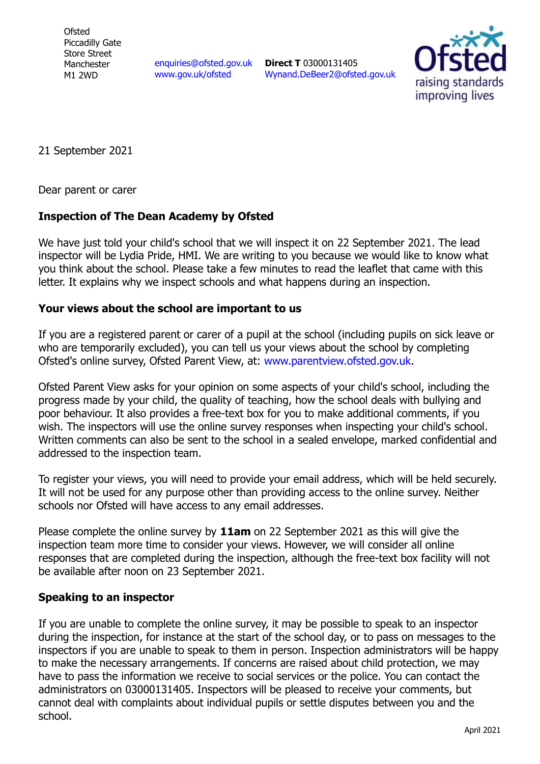Ofsted
Piccadilly Gate
Store Street
Manchester
M1 2WD

enquiries@ofsted.gov.uk
www.gov.uk/ofsted

**Direct T** 03000131405
Wynand.DeBeer2@ofsted.gov.uk

21 September 2021

Dear parent or carer

**Inspection of The Dean Academy by Ofsted**

We have just told your child's school that we will inspect it on 22 September 2021. The lead inspector will be Lydia Pride, HMI. We are writing to you because we would like to know what you think about the school. Please take a few minutes to read the leaflet that came with this letter. It explains why we inspect schools and what happens during an inspection.

**Your views about the school are important to us**

If you are a registered parent or carer of a pupil at the school (including pupils on sick leave or who are temporarily excluded), you can tell us your views about the school by completing Ofsted's online survey, Ofsted Parent View, at: www.parentview.ofsted.gov.uk.

Ofsted Parent View asks for your opinion on some aspects of your child's school, including the progress made by your child, the quality of teaching, how the school deals with bullying and poor behaviour. It also provides a free-text box for you to make additional comments, if you wish. The inspectors will use the online survey responses when inspecting your child's school. Written comments can also be sent to the school in a sealed envelope, marked confidential and addressed to the inspection team.

To register your views, you will need to provide your email address, which will be held securely. It will not be used for any purpose other than providing access to the online survey. Neither schools nor Ofsted will have access to any email addresses.

Please complete the online survey by **11am** on 22 September 2021 as this will give the inspection team more time to consider your views. However, we will consider all online responses that are completed during the inspection, although the free-text box facility will not be available after noon on 23 September 2021.

**Speaking to an inspector**

If you are unable to complete the online survey, it may be possible to speak to an inspector during the inspection, for instance at the start of the school day, or to pass on messages to the inspectors if you are unable to speak to them in person. Inspection administrators will be happy to make the necessary arrangements. If concerns are raised about child protection, we may have to pass the information we receive to social services or the police. You can contact the administrators on 03000131405. Inspectors will be pleased to receive your comments, but cannot deal with complaints about individual pupils or settle disputes between you and the school.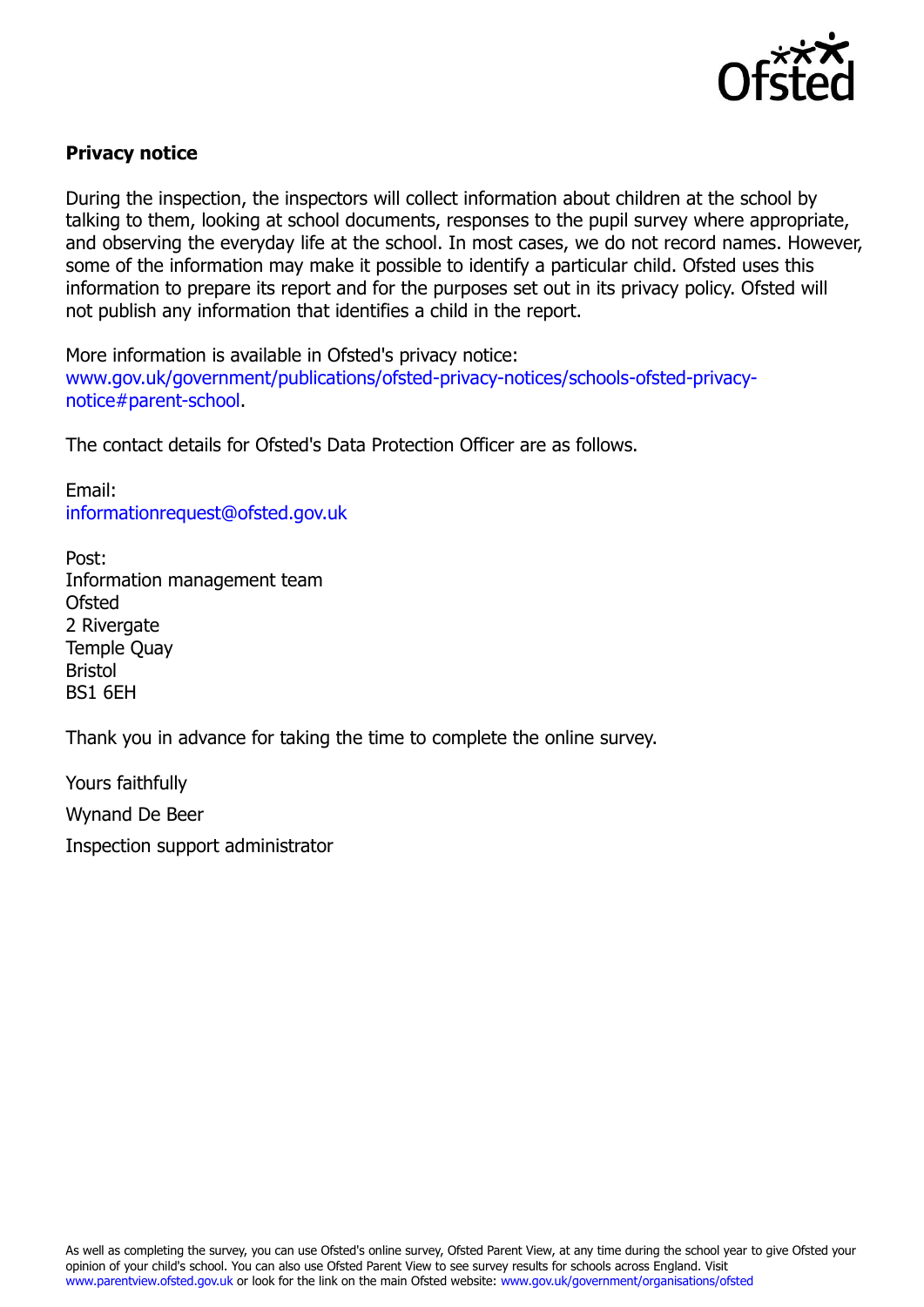**Privacy notice**

During the inspection, the inspectors will collect information about children at the school by talking to them, looking at school documents, responses to the pupil survey where appropriate, and observing the everyday life at the school. In most cases, we do not record names. However, some of the information may make it possible to identify a particular child. Ofsted uses this information to prepare its report and for the purposes set out in its privacy policy. Ofsted will not publish any information that identifies a child in the report.

More information is available in Ofsted's privacy notice: www.gov.uk/government/publications/ofsted-privacy-notices/schools-ofsted-privacy-notice#parent-school.

The contact details for Ofsted's Data Protection Officer are as follows.

Email:
informationrequest@ofsted.gov.uk

Post:
Information management team
Ofsted
2 Rivergate
Temple Quay
Bristol
BS1 6EH

Thank you in advance for taking the time to complete the online survey.

Yours faithfully

Wynand De Beer

Inspection support administrator

As well as completing the survey, you can use Ofsted's online survey, Ofsted Parent View, at any time during the school year to give Ofsted your opinion of your child's school. You can also use Ofsted Parent View to see survey results for schools across England. Visit www.parentview.ofsted.gov.uk or look for the link on the main Ofsted website: www.gov.uk/government/organisations/ofsted